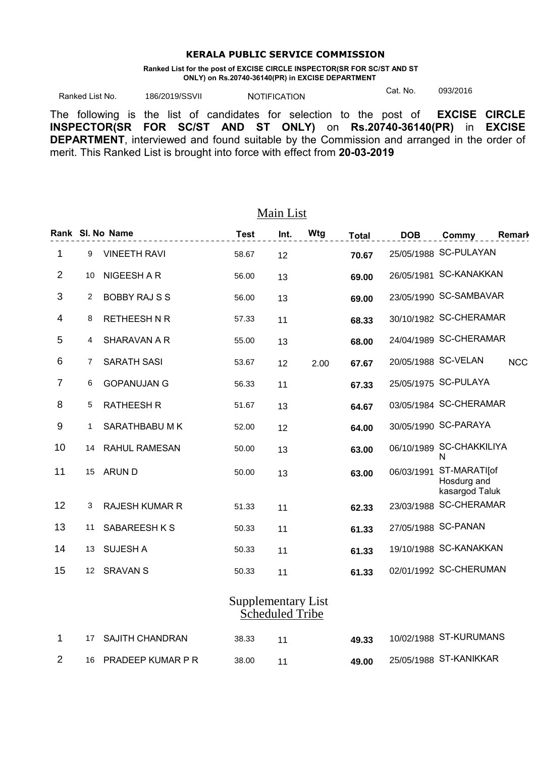**KERALA PUBLIC SERVICE COMMISSION**

**Ranked List for the post of EXCISE CIRCLE INSPECTOR(SR FOR SC/ST AND ST ONLY) on Rs.20740-36140(PR) in EXCISE DEPARTMENT**

Ranked List No. 186/2019/SSVII NOTIFICATION Cat. No. 093/2016

The following is the list of candidates for selection to the post of **EXCISE CIRCLE INSPECTOR(SR FOR SC/ST AND ST ONLY)** on **Rs.20740-36140(PR)** in **EXCISE DEPARTMENT**, interviewed and found suitable by the Commission and arranged in the order of merit. This Ranked List is brought into force with effect from **20-03-2019**

## Main List

| Rank | Sl. No | Name | Test | Int. | Wtg | Total | DOB | Commy | Remark |
|---|---|---|---|---|---|---|---|---|---|
| 1 | 9 | VINEETH RAVI | 58.67 | 12 | | **70.67** | 25/05/1988 | SC-PULAYAN | |
| 2 | 10 | NIGEESH A R | 56.00 | 13 | | **69.00** | 26/05/1981 | SC-KANAKKAN | |
| 3 | 2 | BOBBY RAJ S S | 56.00 | 13 | | **69.00** | 23/05/1990 | SC-SAMBAVAR | |
| 4 | 8 | RETHEESH N R | 57.33 | 11 | | **68.33** | 30/10/1982 | SC-CHERAMAR | |
| 5 | 4 | SHARAVAN A R | 55.00 | 13 | | **68.00** | 24/04/1989 | SC-CHERAMAR | |
| 6 | 7 | SARATH SASI | 53.67 | 12 | 2.00 | **67.67** | 20/05/1988 | SC-VELAN | NCC |
| 7 | 6 | GOPANUJAN G | 56.33 | 11 | | **67.33** | 25/05/1975 | SC-PULAYA | |
| 8 | 5 | RATHEESH R | 51.67 | 13 | | **64.67** | 03/05/1984 | SC-CHERAMAR | |
| 9 | 1 | SARATHBABU M K | 52.00 | 12 | | **64.00** | 30/05/1990 | SC-PARAYA | |
| 10 | 14 | RAHUL RAMESAN | 50.00 | 13 | | **63.00** | 06/10/1989 | SC-CHAKKILIYAN | |
| 11 | 15 | ARUN D | 50.00 | 13 | | **63.00** | 06/03/1991 | ST-MARATI[of Hosdurg and kasargod Taluk | |
| 12 | 3 | RAJESH KUMAR R | 51.33 | 11 | | **62.33** | 23/03/1988 | SC-CHERAMAR | |
| 13 | 11 | SABAREESH K S | 50.33 | 11 | | **61.33** | 27/05/1988 | SC-PANAN | |
| 14 | 13 | SUJESH A | 50.33 | 11 | | **61.33** | 19/10/1988 | SC-KANAKKAN | |
| 15 | 12 | SRAVAN S | 50.33 | 11 | | **61.33** | 02/01/1992 | SC-CHERUMAN | |

## Supplementary List

### Scheduled Tribe

| Rank | Sl. No | Name | Test | Int. | Wtg | Total | DOB | Commy | Remark |
|---|---|---|---|---|---|---|---|---|---|
| 1 | 17 | SAJITH CHANDRAN | 38.33 | 11 | | **49.33** | 10/02/1988 | ST-KURUMANS | |
| 2 | 16 | PRADEEP KUMAR P R | 38.00 | 11 | | **49.00** | 25/05/1988 | ST-KANIKKAR | |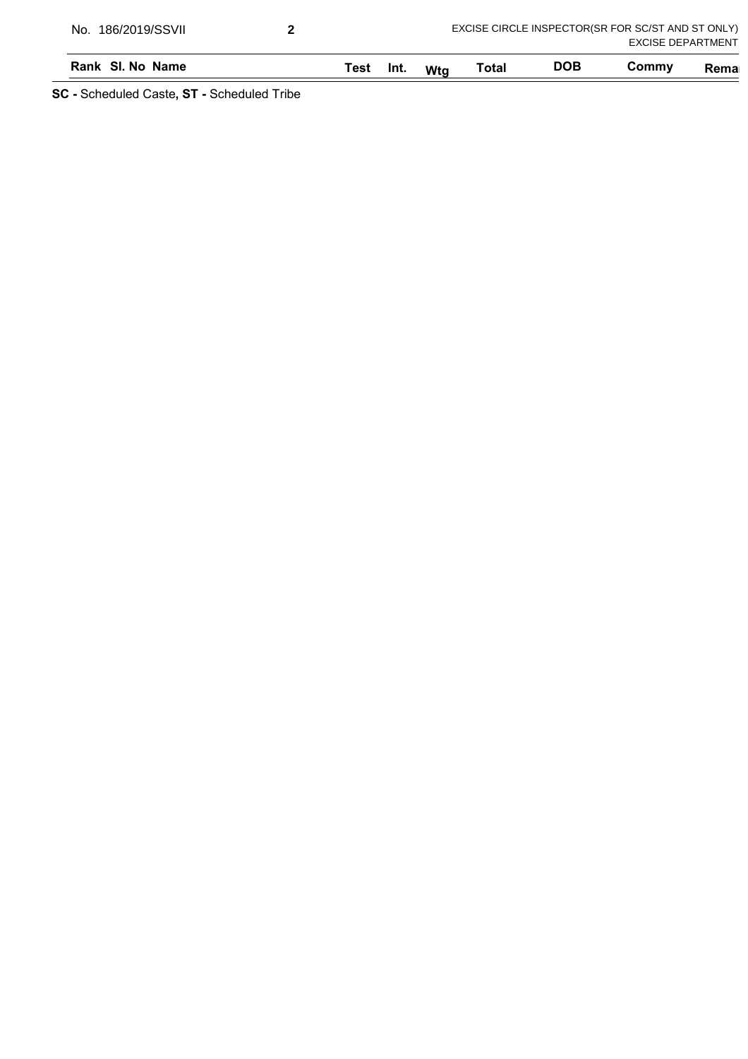**SC -** Scheduled Caste**, ST -** Scheduled Tribe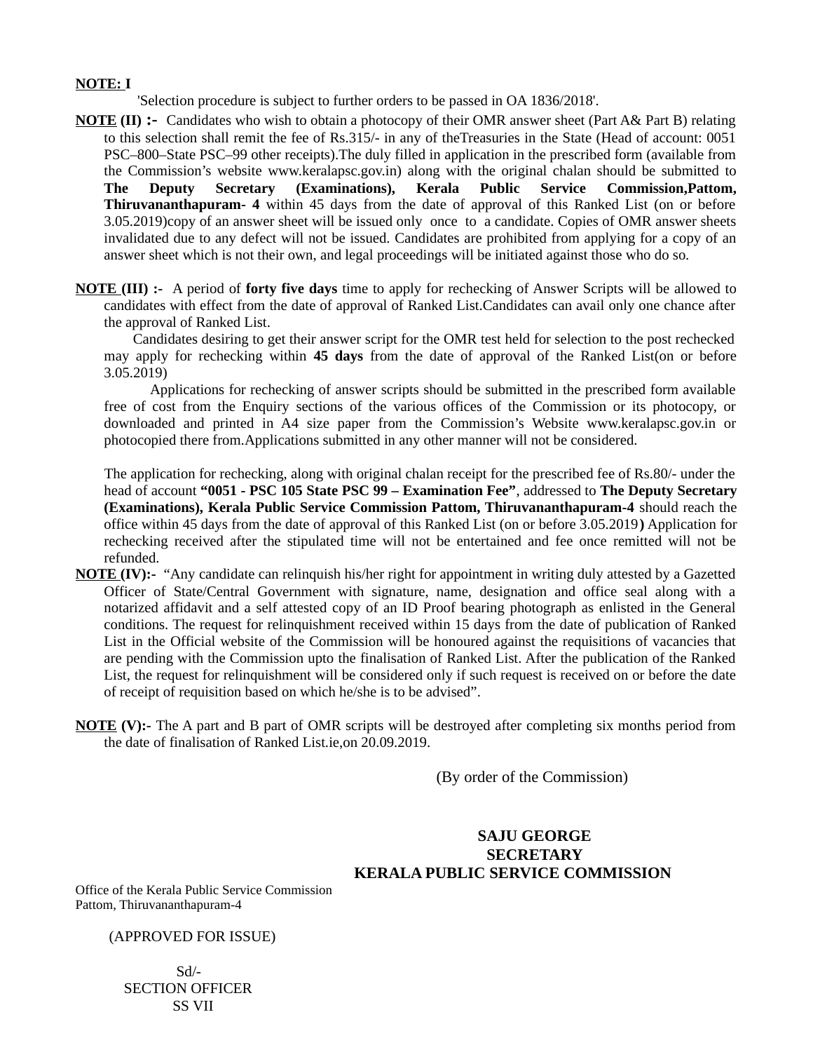**NOTE: I**

'Selection procedure is subject to further orders to be passed in OA 1836/2018'.

**NOTE (II) :-** Candidates who wish to obtain a photocopy of their OMR answer sheet (Part A& Part B) relating to this selection shall remit the fee of Rs.315/- in any of theTreasuries in the State (Head of account: 0051 PSC–800–State PSC–99 other receipts).The duly filled in application in the prescribed form (available from the Commission's website www.keralapsc.gov.in) along with the original chalan should be submitted to **The Deputy Secretary (Examinations), Kerala Public Service Commission,Pattom, Thiruvananthapuram- 4** within 45 days from the date of approval of this Ranked List (on or before 3.05.2019)copy of an answer sheet will be issued only once to a candidate. Copies of OMR answer sheets invalidated due to any defect will not be issued. Candidates are prohibited from applying for a copy of an answer sheet which is not their own, and legal proceedings will be initiated against those who do so.

**NOTE (III) :-** A period of **forty five days** time to apply for rechecking of Answer Scripts will be allowed to candidates with effect from the date of approval of Ranked List.Candidates can avail only one chance after the approval of Ranked List.

Candidates desiring to get their answer script for the OMR test held for selection to the post rechecked may apply for rechecking within **45 days** from the date of approval of the Ranked List(on or before 3.05.2019)

Applications for rechecking of answer scripts should be submitted in the prescribed form available free of cost from the Enquiry sections of the various offices of the Commission or its photocopy, or downloaded and printed in A4 size paper from the Commission's Website www.keralapsc.gov.in or photocopied there from.Applications submitted in any other manner will not be considered.

The application for rechecking, along with original chalan receipt for the prescribed fee of Rs.80/- under the head of account **"0051 - PSC 105 State PSC 99 – Examination Fee"**, addressed to **The Deputy Secretary (Examinations), Kerala Public Service Commission Pattom, Thiruvananthapuram-4** should reach the office within 45 days from the date of approval of this Ranked List (on or before 3.05.2019**)** Application for rechecking received after the stipulated time will not be entertained and fee once remitted will not be refunded.

**NOTE (IV):-** "Any candidate can relinquish his/her right for appointment in writing duly attested by a Gazetted Officer of State/Central Government with signature, name, designation and office seal along with a notarized affidavit and a self attested copy of an ID Proof bearing photograph as enlisted in the General conditions. The request for relinquishment received within 15 days from the date of publication of Ranked List in the Official website of the Commission will be honoured against the requisitions of vacancies that are pending with the Commission upto the finalisation of Ranked List. After the publication of the Ranked List, the request for relinquishment will be considered only if such request is received on or before the date of receipt of requisition based on which he/she is to be advised".

**NOTE (V):-** The A part and B part of OMR scripts will be destroyed after completing six months period from the date of finalisation of Ranked List.ie,on 20.09.2019.

(By order of the Commission)

**SAJU GEORGE**
**SECRETARY**
**KERALA PUBLIC SERVICE COMMISSION**

Office of the Kerala Public Service Commission
Pattom, Thiruvananthapuram-4

(APPROVED FOR ISSUE)

Sd/-
SECTION OFFICER
SS VII